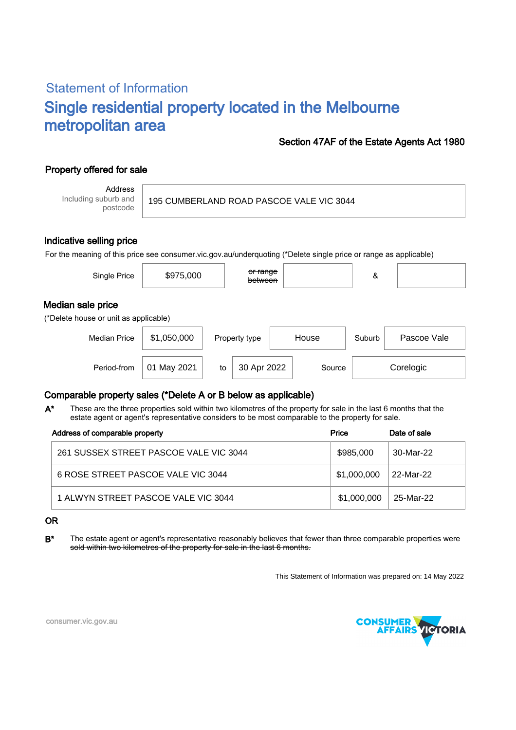## Statement of Information

# Single residential property located in the Melbourne metropolitan area

**Section 47AF of the Estate Agents Act 1980**

### Property offered for sale

| Address Including suburb and postcode | 195 CUMBERLAND ROAD PASCOE VALE VIC 3044 |
|---|---|

### Indicative selling price

For the meaning of this price see consumer.vic.gov.au/underquoting (*Delete single price or range as applicable)

| Single Price | $975,000 | ~~or range between~~ | | & | |
|---|---|---|---|---|---|

### Median sale price

(*Delete house or unit as applicable)

| Median Price | $1,050,000 | Property type | House | Suburb | Pascoe Vale |
|---|---|---|---|---|---|
| Period-from | 01 May 2021 | to | 30 Apr 2022 | Source | Corelogic |

### Comparable property sales (*Delete A or B below as applicable)

**A*** These are the three properties sold within two kilometres of the property for sale in the last 6 months that the estate agent or agent's representative considers to be most comparable to the property for sale.

| Address of comparable property | Price | Date of sale |
|---|---|---|
| 261 SUSSEX STREET PASCOE VALE VIC 3044 | $985,000 | 30-Mar-22 |
| 6 ROSE STREET PASCOE VALE VIC 3044 | $1,000,000 | 22-Mar-22 |
| 1 ALWYN STREET PASCOE VALE VIC 3044 | $1,000,000 | 25-Mar-22 |

OR

**B*** ~~The estate agent or agent's representative reasonably believes that fewer than three comparable properties were sold within two kilometres of the property for sale in the last 6 months.~~

This Statement of Information was prepared on: 14 May 2022

consumer.vic.gov.au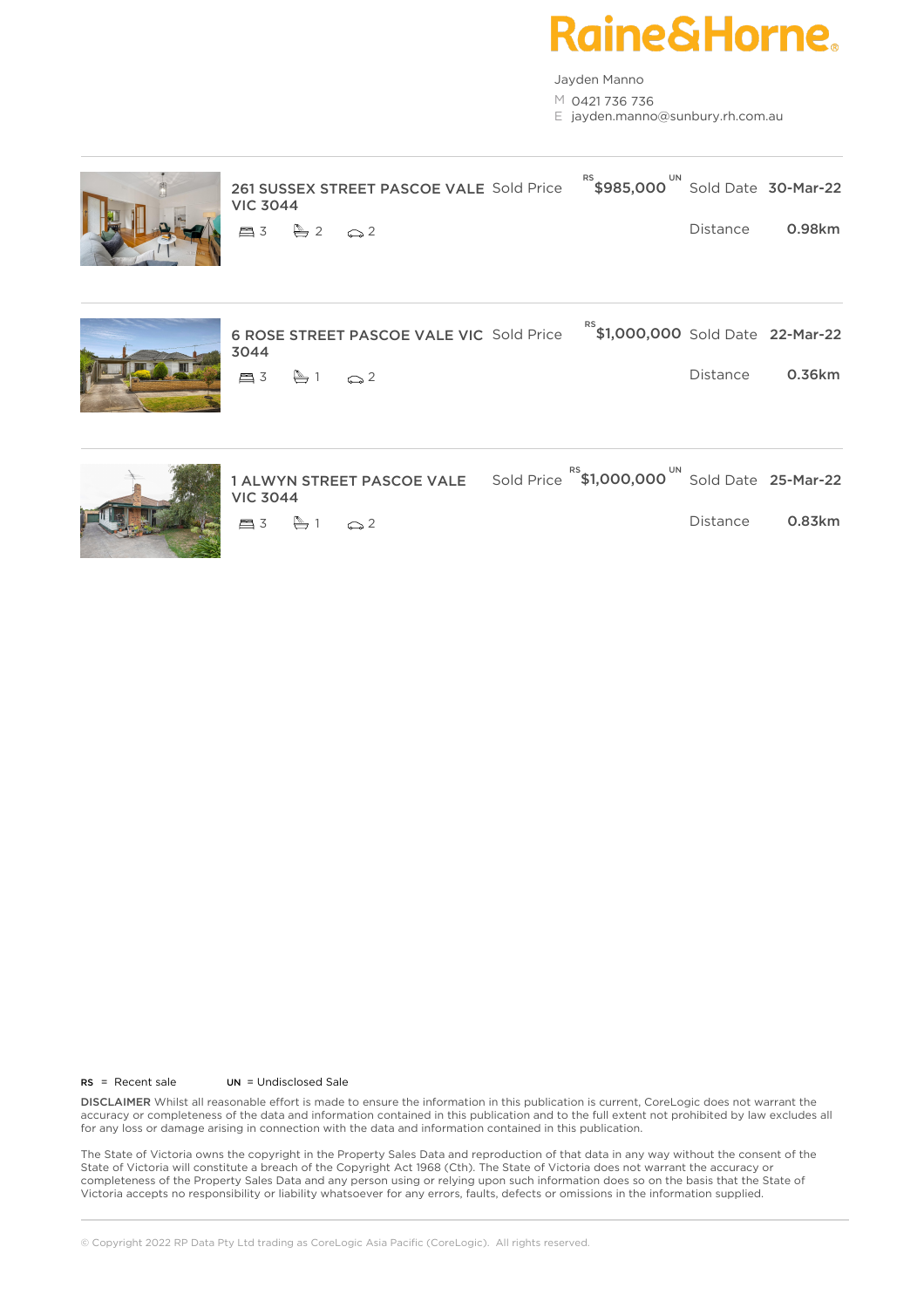Raine&Horne

Jayden Manno
M 0421 736 736
E jayden.manno@sunbury.rh.com.au

| Address | Beds | Baths | Cars | Sold Price | Sold Date | Distance |
|---|---|---|---|---|---|---|
| 261 SUSSEX STREET PASCOE VALE VIC 3044 | 3 | 2 | 2 | RS $985,000 UN | 30-Mar-22 | 0.98km |
| 6 ROSE STREET PASCOE VALE VIC 3044 | 3 | 1 | 2 | RS $1,000,000 | 22-Mar-22 | 0.36km |
| 1 ALWYN STREET PASCOE VALE VIC 3044 | 3 | 1 | 2 | RS $1,000,000 UN | 25-Mar-22 | 0.83km |

**RS** = Recent sale **UN** = Undisclosed Sale

**DISCLAIMER** Whilst all reasonable effort is made to ensure the information in this publication is current, CoreLogic does not warrant the accuracy or completeness of the data and information contained in this publication and to the full extent not prohibited by law excludes all for any loss or damage arising in connection with the data and information contained in this publication.

The State of Victoria owns the copyright in the Property Sales Data and reproduction of that data in any way without the consent of the State of Victoria will constitute a breach of the Copyright Act 1968 (Cth). The State of Victoria does not warrant the accuracy or completeness of the Property Sales Data and any person using or relying upon such information does so on the basis that the State of Victoria accepts no responsibility or liability whatsoever for any errors, faults, defects or omissions in the information supplied.

© Copyright 2022 RP Data Pty Ltd trading as CoreLogic Asia Pacific (CoreLogic). All rights reserved.